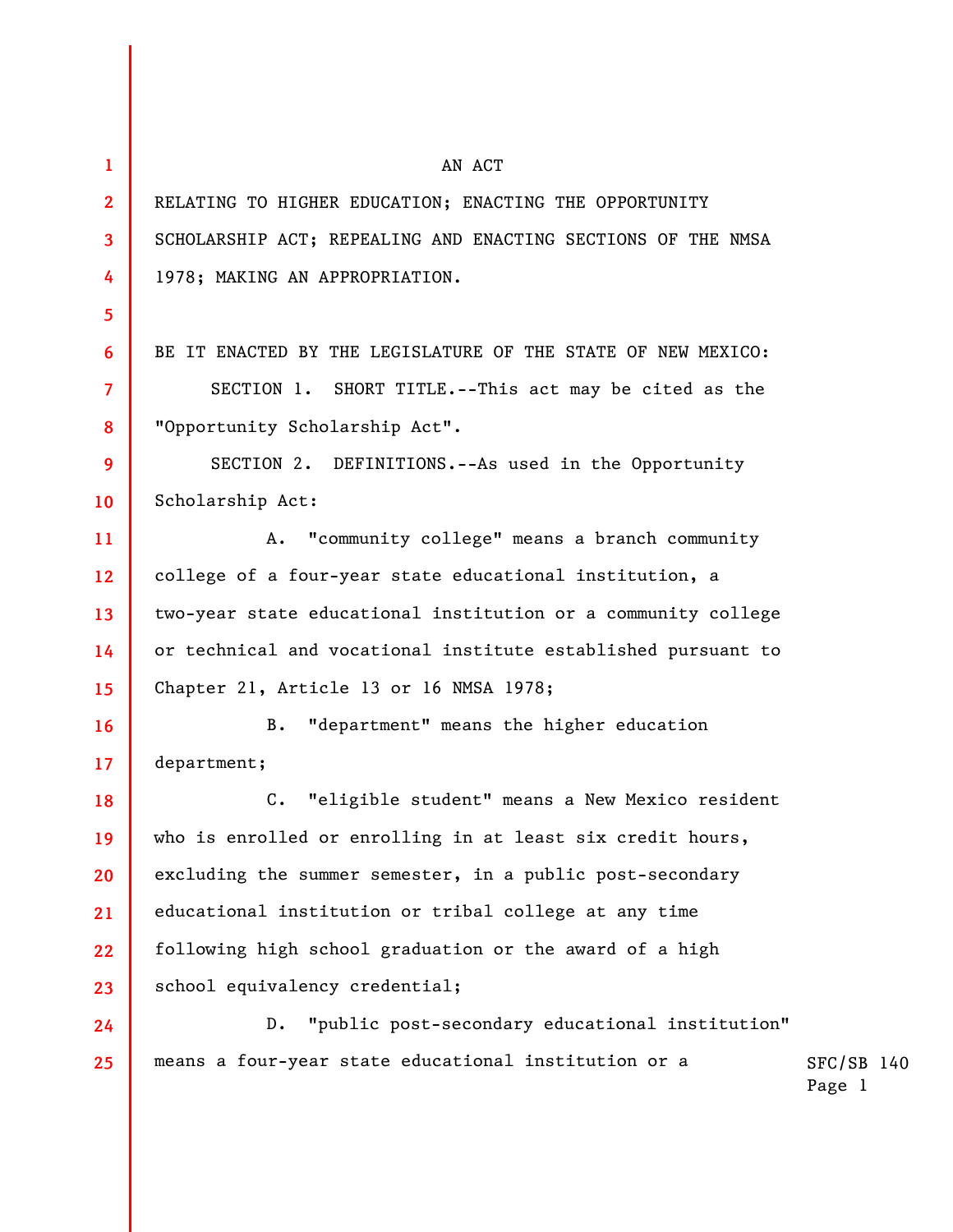AN ACT

RELATING TO HIGHER EDUCATION; ENACTING THE OPPORTUNITY SCHOLARSHIP ACT; REPEALING AND ENACTING SECTIONS OF THE NMSA 1978; MAKING AN APPROPRIATION.

BE IT ENACTED BY THE LEGISLATURE OF THE STATE OF NEW MEXICO:

SECTION 1. SHORT TITLE.--This act may be cited as the "Opportunity Scholarship Act".

SECTION 2. DEFINITIONS.--As used in the Opportunity Scholarship Act:

A. "community college" means a branch community college of a four-year state educational institution, a two-year state educational institution or a community college or technical and vocational institute established pursuant to Chapter 21, Article 13 or 16 NMSA 1978;

B. "department" means the higher education department;

C. "eligible student" means a New Mexico resident who is enrolled or enrolling in at least six credit hours, excluding the summer semester, in a public post-secondary educational institution or tribal college at any time following high school graduation or the award of a high school equivalency credential;

D. "public post-secondary educational institution" means a four-year state educational institution or a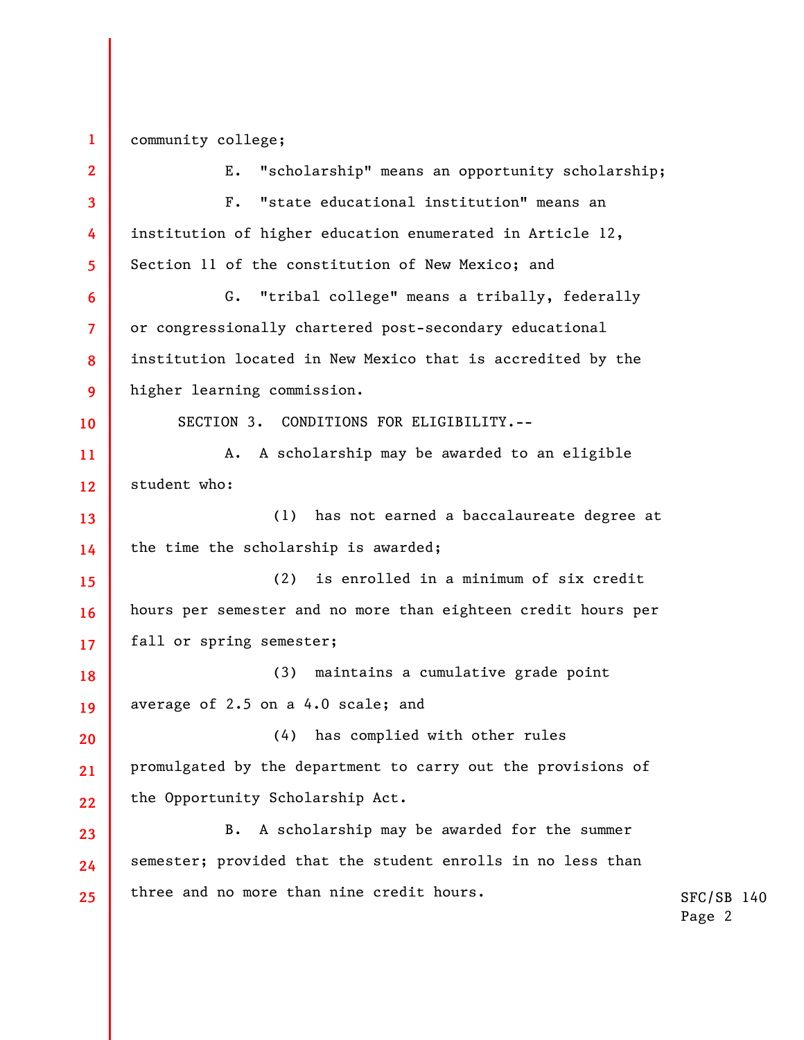community college;

E. "scholarship" means an opportunity scholarship;

F. "state educational institution" means an institution of higher education enumerated in Article 12, Section 11 of the constitution of New Mexico; and

G. "tribal college" means a tribally, federally or congressionally chartered post-secondary educational institution located in New Mexico that is accredited by the higher learning commission.

SECTION 3. CONDITIONS FOR ELIGIBILITY.--

A. A scholarship may be awarded to an eligible student who:

(1) has not earned a baccalaureate degree at the time the scholarship is awarded;

(2) is enrolled in a minimum of six credit hours per semester and no more than eighteen credit hours per fall or spring semester;

(3) maintains a cumulative grade point average of 2.5 on a 4.0 scale; and

(4) has complied with other rules promulgated by the department to carry out the provisions of the Opportunity Scholarship Act.

B. A scholarship may be awarded for the summer semester; provided that the student enrolls in no less than three and no more than nine credit hours.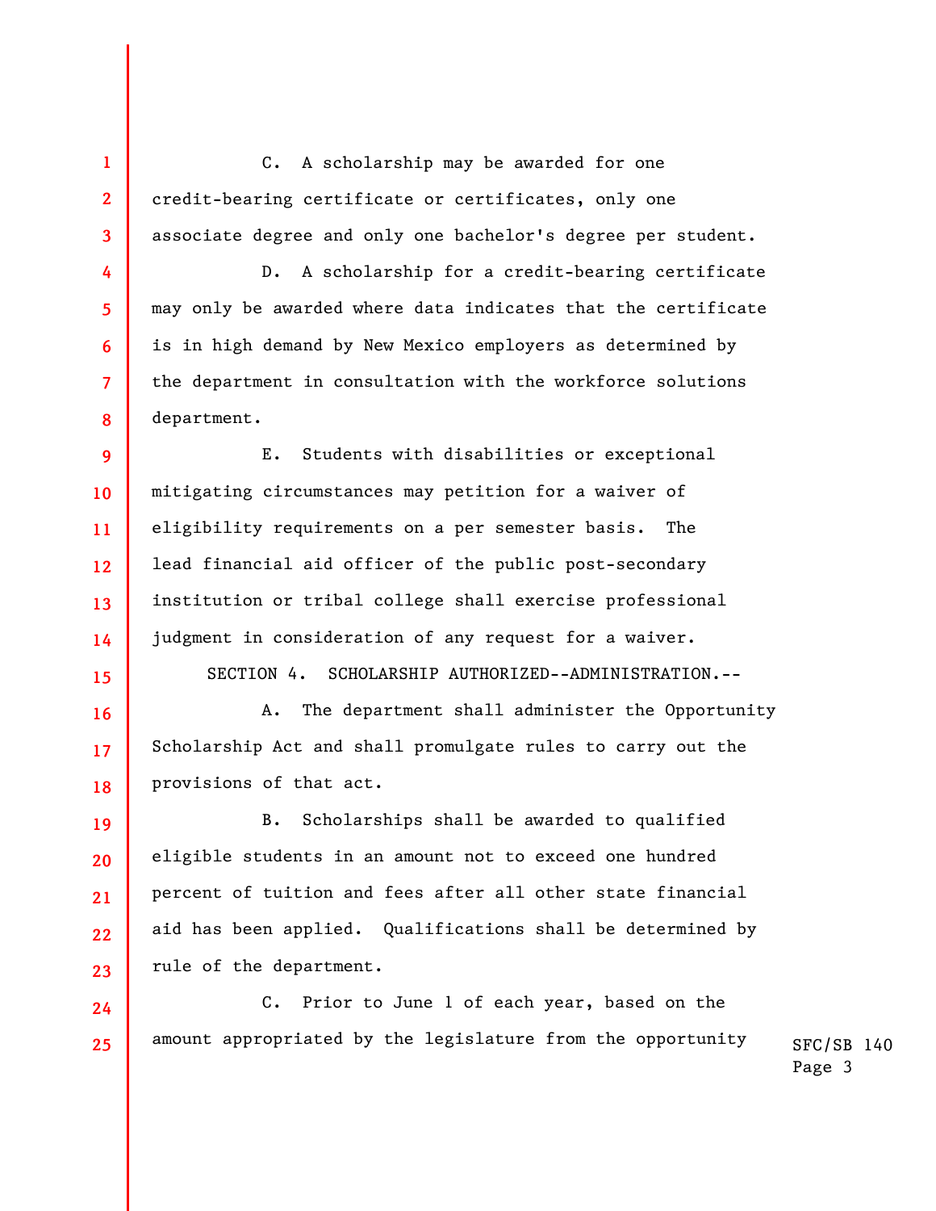C. A scholarship may be awarded for one credit-bearing certificate or certificates, only one associate degree and only one bachelor's degree per student.

D. A scholarship for a credit-bearing certificate may only be awarded where data indicates that the certificate is in high demand by New Mexico employers as determined by the department in consultation with the workforce solutions department.

E. Students with disabilities or exceptional mitigating circumstances may petition for a waiver of eligibility requirements on a per semester basis. The lead financial aid officer of the public post-secondary institution or tribal college shall exercise professional judgment in consideration of any request for a waiver.

SECTION 4. SCHOLARSHIP AUTHORIZED--ADMINISTRATION.--

A. The department shall administer the Opportunity Scholarship Act and shall promulgate rules to carry out the provisions of that act.

B. Scholarships shall be awarded to qualified eligible students in an amount not to exceed one hundred percent of tuition and fees after all other state financial aid has been applied. Qualifications shall be determined by rule of the department.

C. Prior to June 1 of each year, based on the amount appropriated by the legislature from the opportunity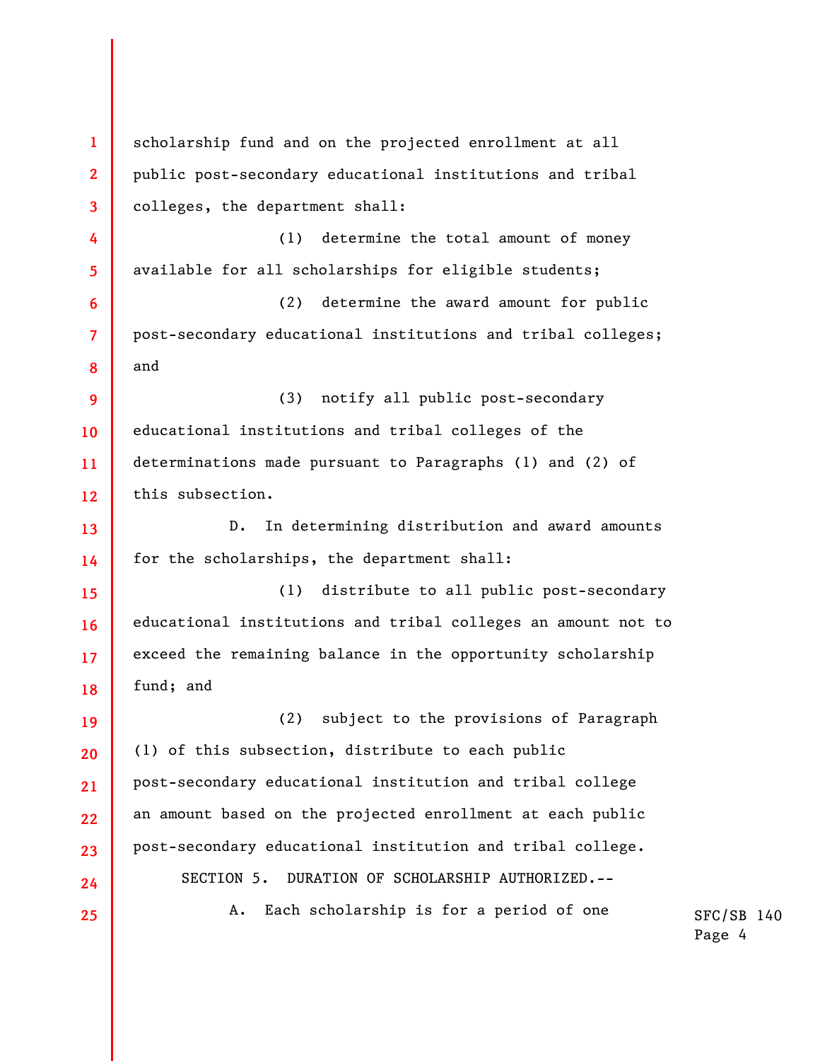scholarship fund and on the projected enrollment at all public post-secondary educational institutions and tribal colleges, the department shall:

(1) determine the total amount of money available for all scholarships for eligible students;

(2) determine the award amount for public post-secondary educational institutions and tribal colleges; and

(3) notify all public post-secondary educational institutions and tribal colleges of the determinations made pursuant to Paragraphs (1) and (2) of this subsection.

D. In determining distribution and award amounts for the scholarships, the department shall:

(1) distribute to all public post-secondary educational institutions and tribal colleges an amount not to exceed the remaining balance in the opportunity scholarship fund; and

(2) subject to the provisions of Paragraph (1) of this subsection, distribute to each public post-secondary educational institution and tribal college an amount based on the projected enrollment at each public post-secondary educational institution and tribal college.

SECTION 5. DURATION OF SCHOLARSHIP AUTHORIZED.--

A. Each scholarship is for a period of one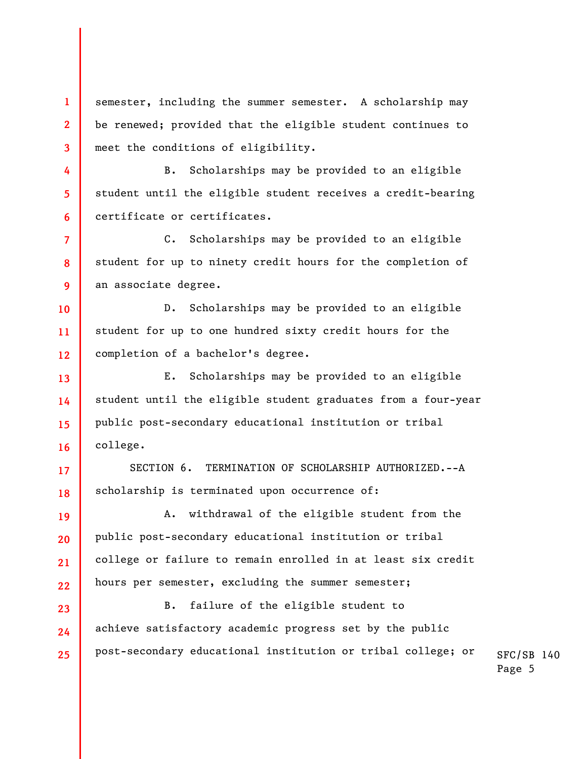semester, including the summer semester. A scholarship may be renewed; provided that the eligible student continues to meet the conditions of eligibility.

B. Scholarships may be provided to an eligible student until the eligible student receives a credit-bearing certificate or certificates.

C. Scholarships may be provided to an eligible student for up to ninety credit hours for the completion of an associate degree.

D. Scholarships may be provided to an eligible student for up to one hundred sixty credit hours for the completion of a bachelor's degree.

E. Scholarships may be provided to an eligible student until the eligible student graduates from a four-year public post-secondary educational institution or tribal college.

SECTION 6. TERMINATION OF SCHOLARSHIP AUTHORIZED.--A scholarship is terminated upon occurrence of:

A. withdrawal of the eligible student from the public post-secondary educational institution or tribal college or failure to remain enrolled in at least six credit hours per semester, excluding the summer semester;

B. failure of the eligible student to achieve satisfactory academic progress set by the public post-secondary educational institution or tribal college; or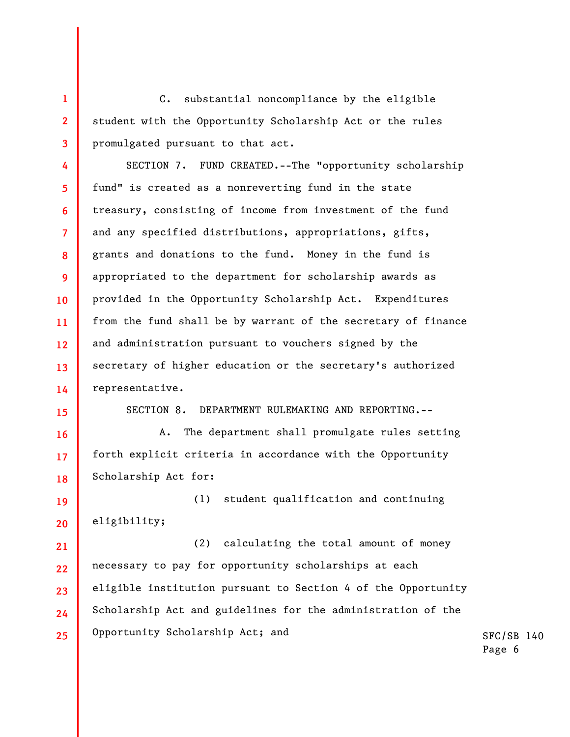C. substantial noncompliance by the eligible student with the Opportunity Scholarship Act or the rules promulgated pursuant to that act.

SECTION 7. FUND CREATED.--The "opportunity scholarship fund" is created as a nonreverting fund in the state treasury, consisting of income from investment of the fund and any specified distributions, appropriations, gifts, grants and donations to the fund. Money in the fund is appropriated to the department for scholarship awards as provided in the Opportunity Scholarship Act. Expenditures from the fund shall be by warrant of the secretary of finance and administration pursuant to vouchers signed by the secretary of higher education or the secretary's authorized representative.

SECTION 8. DEPARTMENT RULEMAKING AND REPORTING.--

A. The department shall promulgate rules setting forth explicit criteria in accordance with the Opportunity Scholarship Act for:

(1) student qualification and continuing eligibility;

(2) calculating the total amount of money necessary to pay for opportunity scholarships at each eligible institution pursuant to Section 4 of the Opportunity Scholarship Act and guidelines for the administration of the Opportunity Scholarship Act; and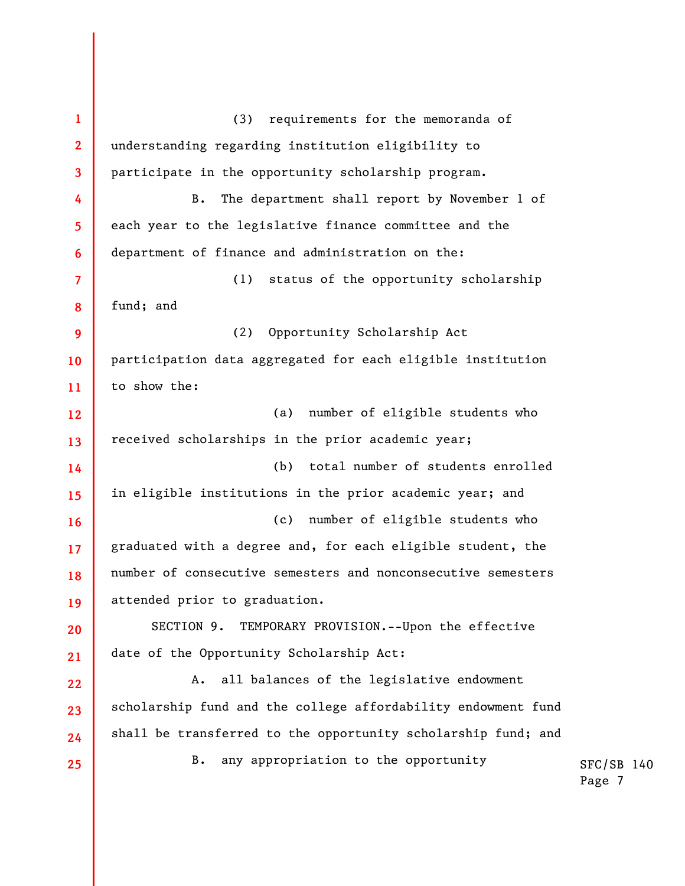(3) requirements for the memoranda of understanding regarding institution eligibility to participate in the opportunity scholarship program.

B. The department shall report by November 1 of each year to the legislative finance committee and the department of finance and administration on the:

(1) status of the opportunity scholarship fund; and

(2) Opportunity Scholarship Act participation data aggregated for each eligible institution to show the:

(a) number of eligible students who received scholarships in the prior academic year;

(b) total number of students enrolled in eligible institutions in the prior academic year; and

(c) number of eligible students who graduated with a degree and, for each eligible student, the number of consecutive semesters and nonconsecutive semesters attended prior to graduation.

SECTION 9. TEMPORARY PROVISION.--Upon the effective date of the Opportunity Scholarship Act:

A. all balances of the legislative endowment scholarship fund and the college affordability endowment fund shall be transferred to the opportunity scholarship fund; and

B. any appropriation to the opportunity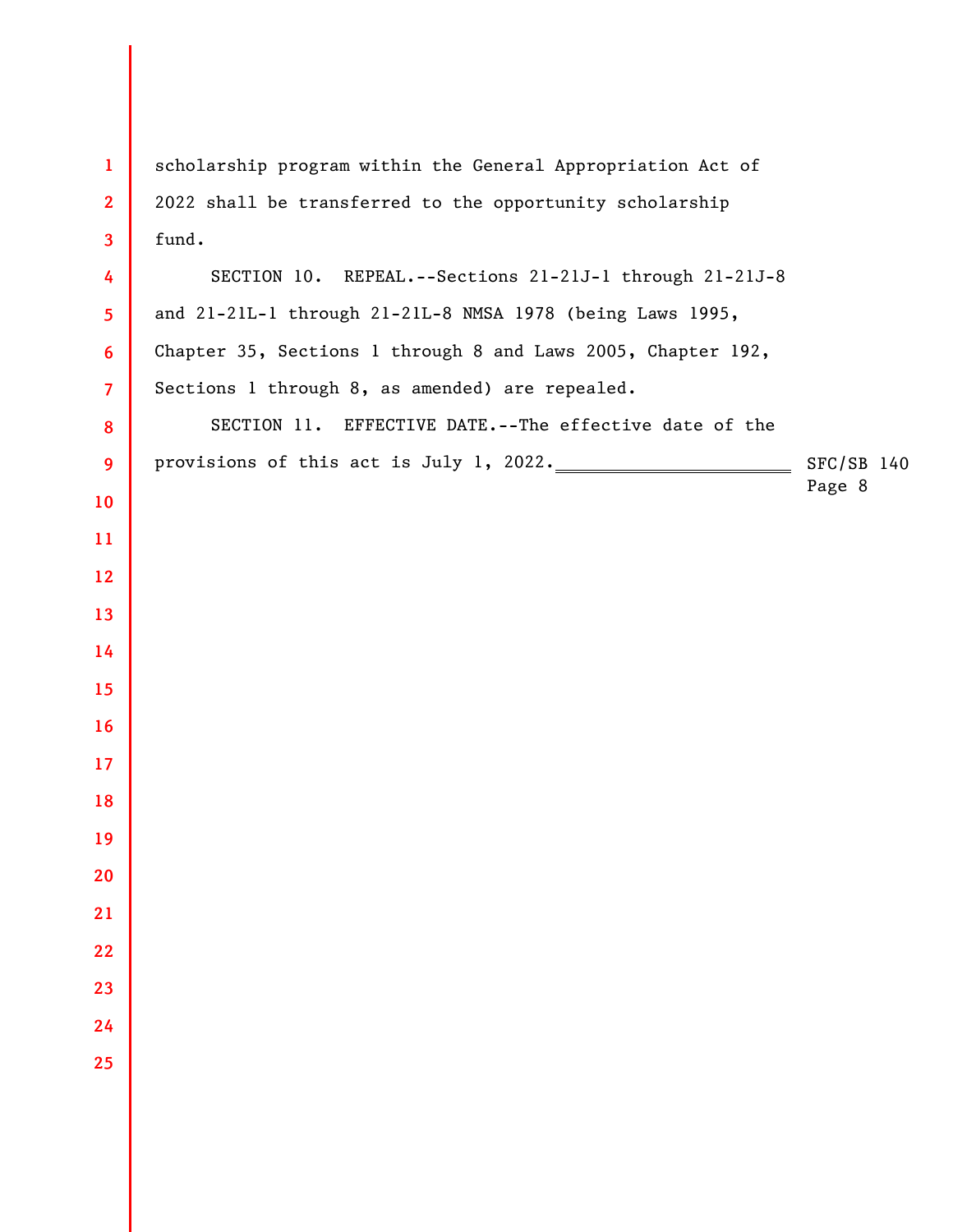scholarship program within the General Appropriation Act of 2022 shall be transferred to the opportunity scholarship fund.

SECTION 10. REPEAL.--Sections 21-21J-1 through 21-21J-8 and 21-21L-1 through 21-21L-8 NMSA 1978 (being Laws 1995, Chapter 35, Sections 1 through 8 and Laws 2005, Chapter 192, Sections 1 through 8, as amended) are repealed.

SECTION 11. EFFECTIVE DATE.--The effective date of the provisions of this act is July 1, 2022.